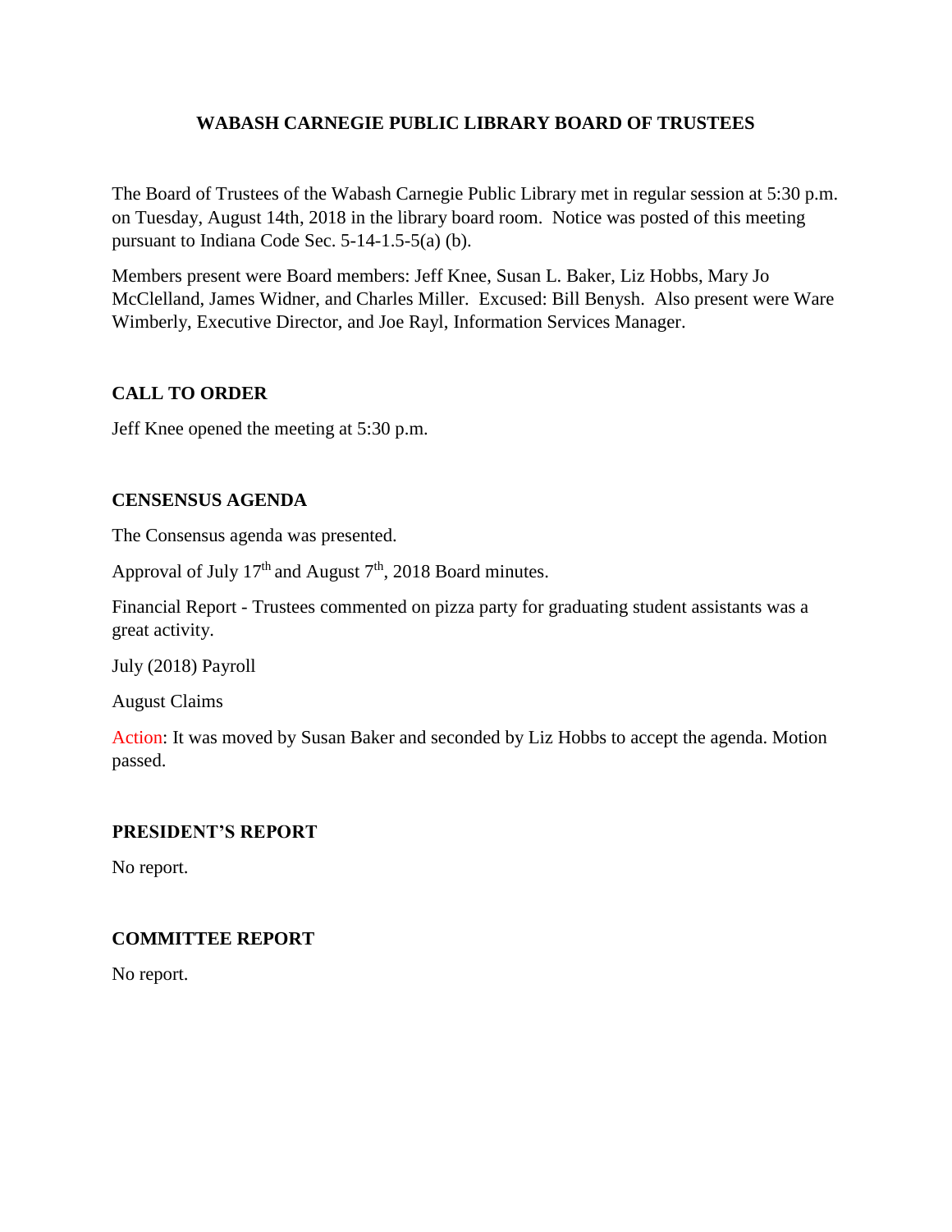# WABASH CARNEGIE PUBLIC LIBRARY BOARD OF TRUSTEES

The Board of Trustees of the Wabash Carnegie Public Library met in regular session at 5:30 p.m. on Tuesday, August 14th, 2018 in the library board room. Notice was posted of this meeting pursuant to Indiana Code Sec. 5-14-1.5-5(a) (b).

Members present were Board members: Jeff Knee, Susan L. Baker, Liz Hobbs, Mary Jo McClelland, James Widner, and Charles Miller. Excused: Bill Benysh. Also present were Ware Wimberly, Executive Director, and Joe Rayl, Information Services Manager.

## CALL TO ORDER

Jeff Knee opened the meeting at 5:30 p.m.

## CENSENSUS AGENDA

The Consensus agenda was presented.

Approval of July 17th and August 7th, 2018 Board minutes.

Financial Report - Trustees commented on pizza party for graduating student assistants was a great activity.

July (2018) Payroll

August Claims

Action: It was moved by Susan Baker and seconded by Liz Hobbs to accept the agenda. Motion passed.

## PRESIDENT'S REPORT

No report.

## COMMITTEE REPORT

No report.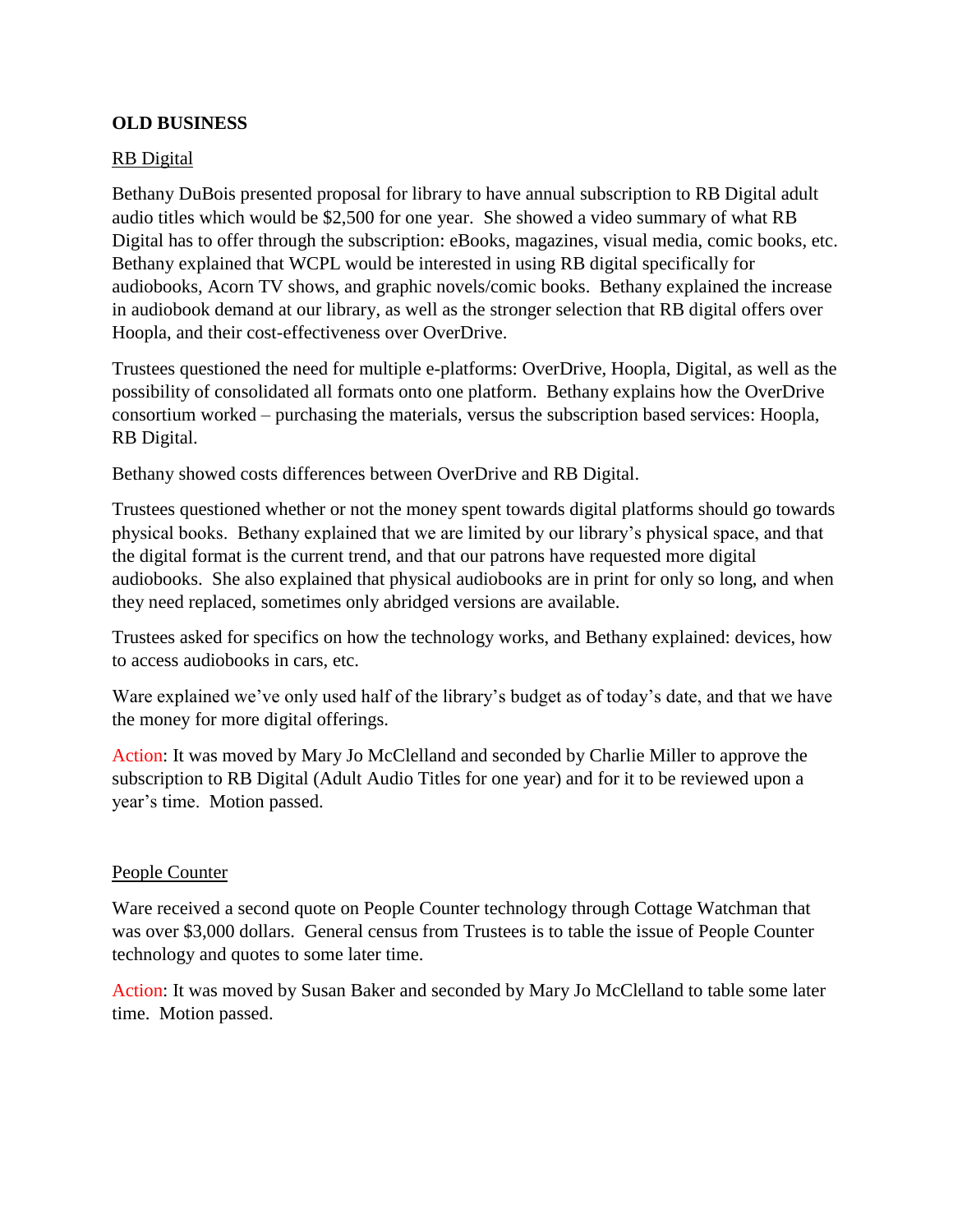**OLD BUSINESS**

RB Digital

Bethany DuBois presented proposal for library to have annual subscription to RB Digital adult audio titles which would be $2,500 for one year. She showed a video summary of what RB Digital has to offer through the subscription: eBooks, magazines, visual media, comic books, etc. Bethany explained that WCPL would be interested in using RB digital specifically for audiobooks, Acorn TV shows, and graphic novels/comic books. Bethany explained the increase in audiobook demand at our library, as well as the stronger selection that RB digital offers over Hoopla, and their cost-effectiveness over OverDrive.

Trustees questioned the need for multiple e-platforms: OverDrive, Hoopla, Digital, as well as the possibility of consolidated all formats onto one platform. Bethany explains how the OverDrive consortium worked – purchasing the materials, versus the subscription based services: Hoopla, RB Digital.

Bethany showed costs differences between OverDrive and RB Digital.

Trustees questioned whether or not the money spent towards digital platforms should go towards physical books. Bethany explained that we are limited by our library's physical space, and that the digital format is the current trend, and that our patrons have requested more digital audiobooks. She also explained that physical audiobooks are in print for only so long, and when they need replaced, sometimes only abridged versions are available.

Trustees asked for specifics on how the technology works, and Bethany explained: devices, how to access audiobooks in cars, etc.

Ware explained we've only used half of the library's budget as of today's date, and that we have the money for more digital offerings.

Action: It was moved by Mary Jo McClelland and seconded by Charlie Miller to approve the subscription to RB Digital (Adult Audio Titles for one year) and for it to be reviewed upon a year's time. Motion passed.

People Counter

Ware received a second quote on People Counter technology through Cottage Watchman that was over $3,000 dollars. General census from Trustees is to table the issue of People Counter technology and quotes to some later time.

Action: It was moved by Susan Baker and seconded by Mary Jo McClelland to table some later time. Motion passed.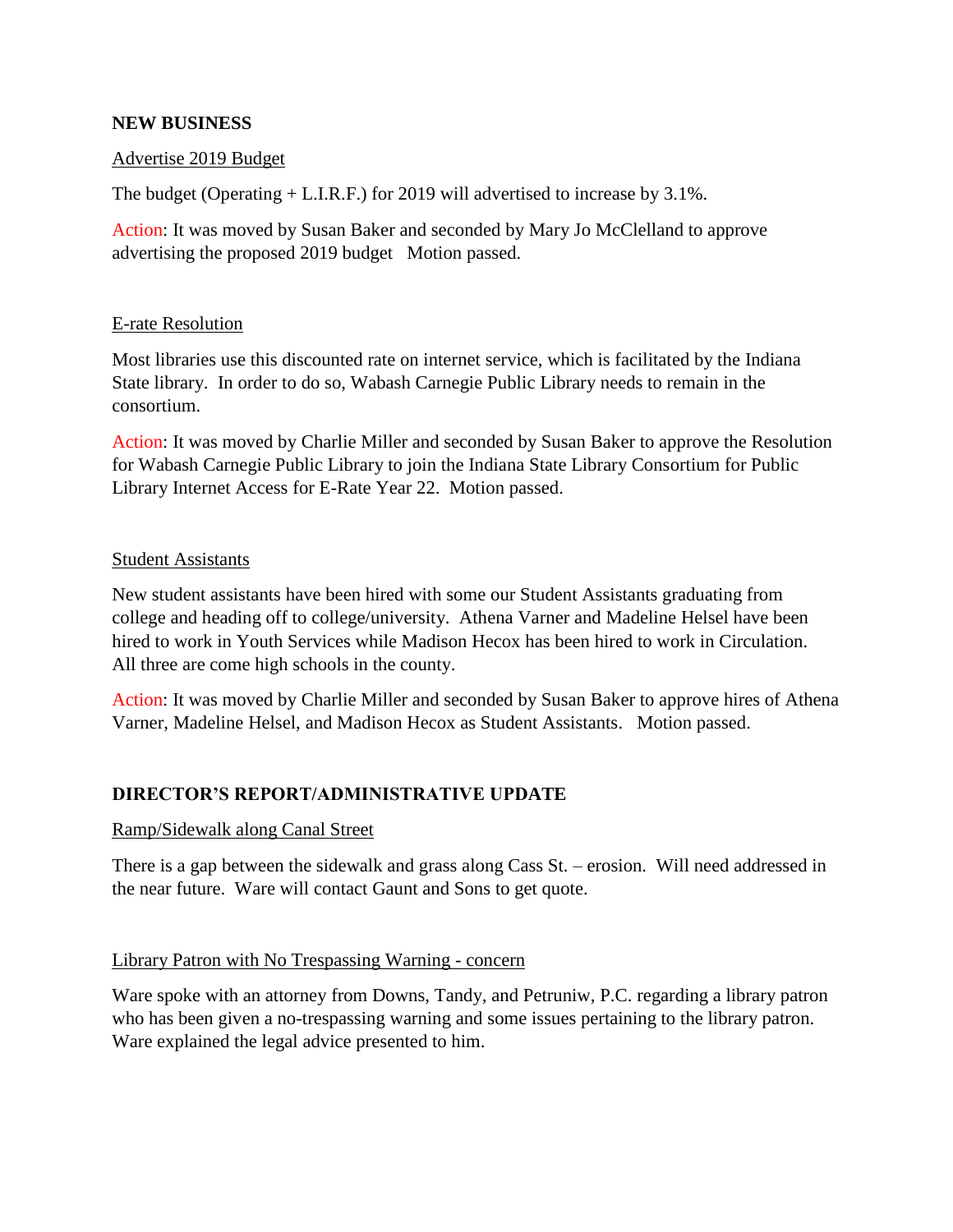**NEW BUSINESS**

Advertise 2019 Budget

The budget (Operating + L.I.R.F.) for 2019 will advertised to increase by 3.1%.

Action: It was moved by Susan Baker and seconded by Mary Jo McClelland to approve advertising the proposed 2019 budget   Motion passed.

E-rate Resolution

Most libraries use this discounted rate on internet service, which is facilitated by the Indiana State library.  In order to do so, Wabash Carnegie Public Library needs to remain in the consortium.

Action: It was moved by Charlie Miller and seconded by Susan Baker to approve the Resolution for Wabash Carnegie Public Library to join the Indiana State Library Consortium for Public Library Internet Access for E-Rate Year 22.  Motion passed.

Student Assistants

New student assistants have been hired with some our Student Assistants graduating from college and heading off to college/university.  Athena Varner and Madeline Helsel have been hired to work in Youth Services while Madison Hecox has been hired to work in Circulation.  All three are come high schools in the county.

Action: It was moved by Charlie Miller and seconded by Susan Baker to approve hires of Athena Varner, Madeline Helsel, and Madison Hecox as Student Assistants.   Motion passed.

**DIRECTOR'S REPORT/ADMINISTRATIVE UPDATE**

Ramp/Sidewalk along Canal Street

There is a gap between the sidewalk and grass along Cass St. – erosion.  Will need addressed in the near future.  Ware will contact Gaunt and Sons to get quote.

Library Patron with No Trespassing Warning - concern

Ware spoke with an attorney from Downs, Tandy, and Petruniw, P.C. regarding a library patron who has been given a no-trespassing warning and some issues pertaining to the library patron.  Ware explained the legal advice presented to him.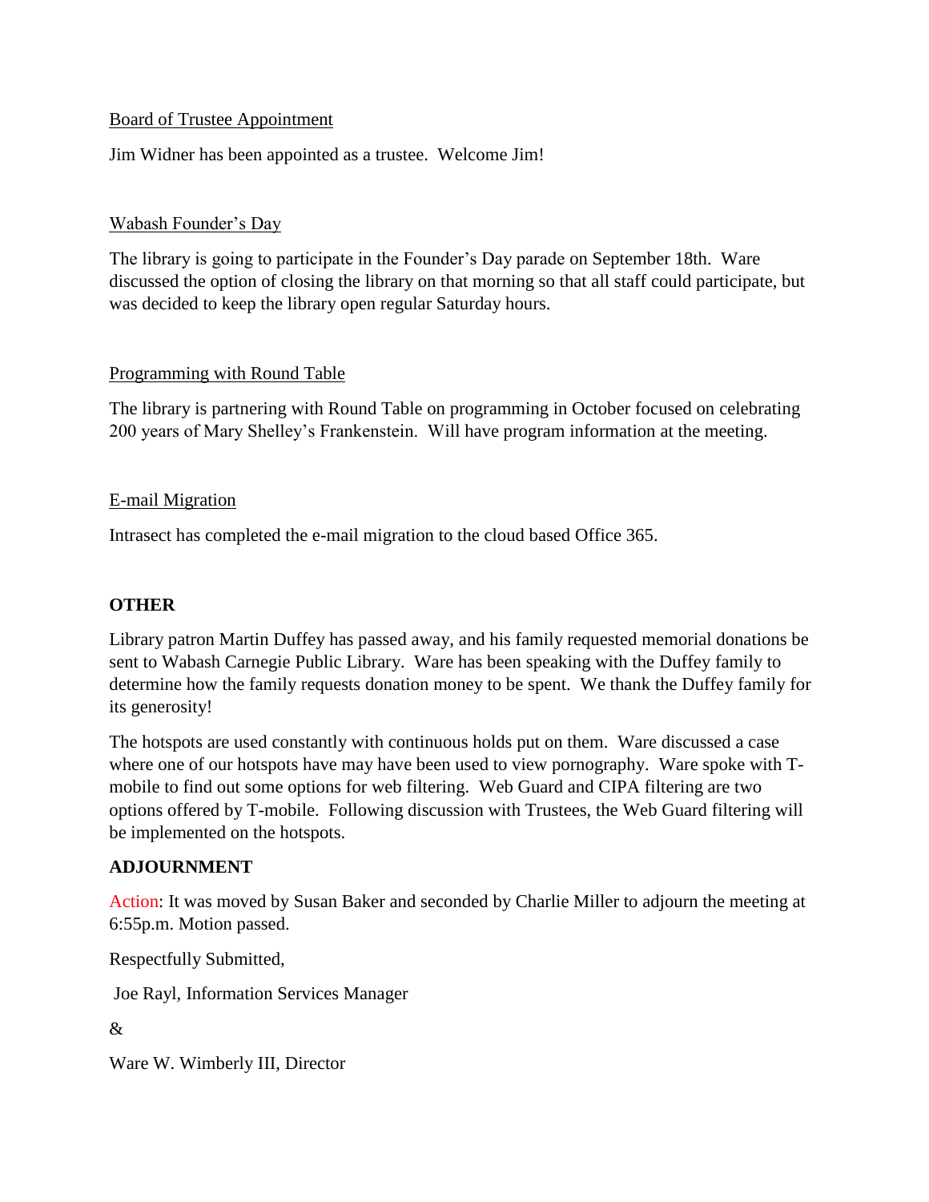Board of Trustee Appointment

Jim Widner has been appointed as a trustee. Welcome Jim!

Wabash Founder's Day

The library is going to participate in the Founder's Day parade on September 18th. Ware discussed the option of closing the library on that morning so that all staff could participate, but was decided to keep the library open regular Saturday hours.

Programming with Round Table

The library is partnering with Round Table on programming in October focused on celebrating 200 years of Mary Shelley's Frankenstein. Will have program information at the meeting.

E-mail Migration

Intrasect has completed the e-mail migration to the cloud based Office 365.

**OTHER**

Library patron Martin Duffey has passed away, and his family requested memorial donations be sent to Wabash Carnegie Public Library. Ware has been speaking with the Duffey family to determine how the family requests donation money to be spent. We thank the Duffey family for its generosity!

The hotspots are used constantly with continuous holds put on them. Ware discussed a case where one of our hotspots have may have been used to view pornography. Ware spoke with T-mobile to find out some options for web filtering. Web Guard and CIPA filtering are two options offered by T-mobile. Following discussion with Trustees, the Web Guard filtering will be implemented on the hotspots.

**ADJOURNMENT**

Action: It was moved by Susan Baker and seconded by Charlie Miller to adjourn the meeting at 6:55p.m. Motion passed.

Respectfully Submitted,

Joe Rayl, Information Services Manager

&

Ware W. Wimberly III, Director